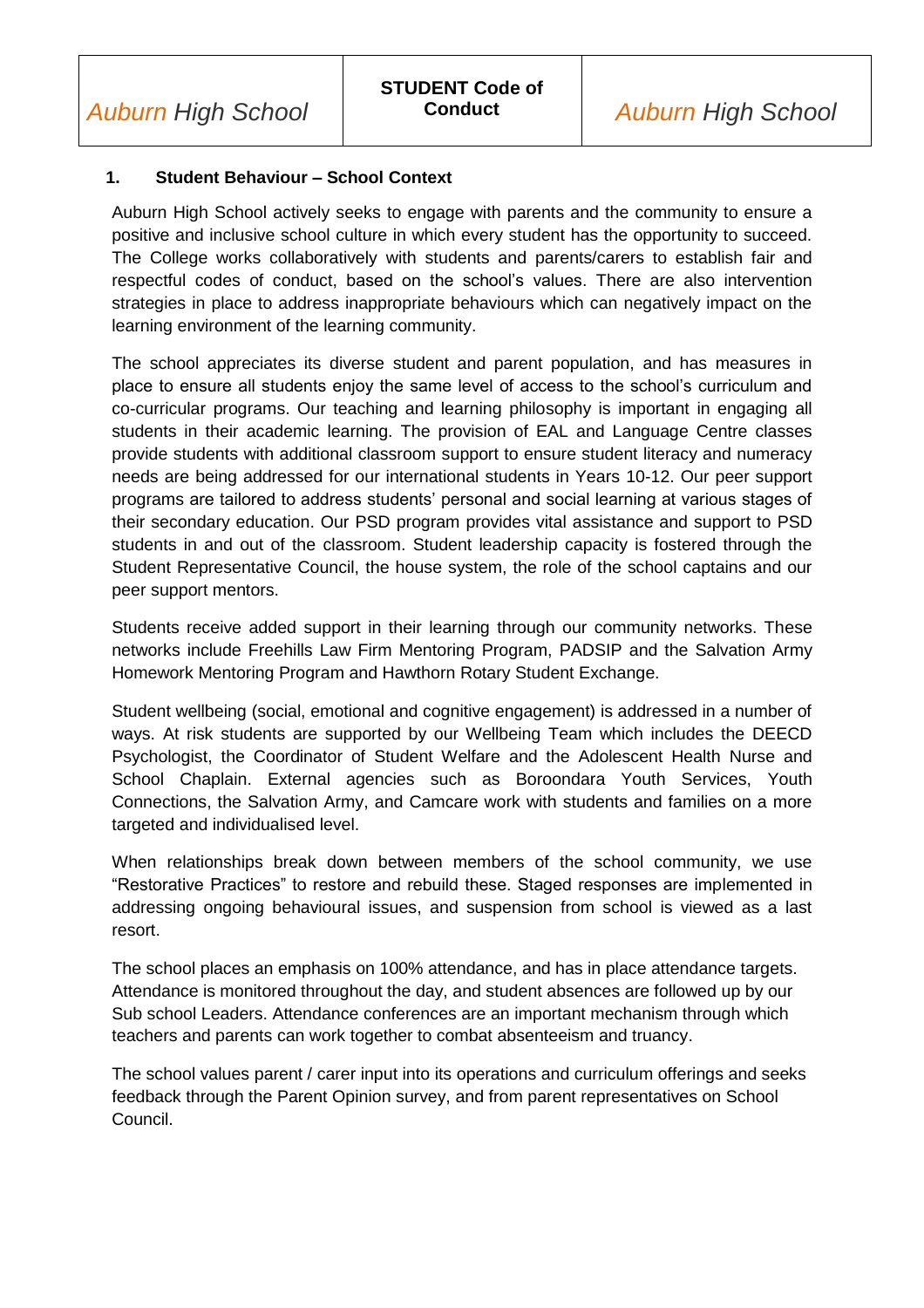| Auburn High School | STUDENT Code of Conduct | Auburn High School |
|---|---|---|

## 1. Student Behaviour – School Context

Auburn High School actively seeks to engage with parents and the community to ensure a positive and inclusive school culture in which every student has the opportunity to succeed. The College works collaboratively with students and parents/carers to establish fair and respectful codes of conduct, based on the school's values. There are also intervention strategies in place to address inappropriate behaviours which can negatively impact on the learning environment of the learning community.

The school appreciates its diverse student and parent population, and has measures in place to ensure all students enjoy the same level of access to the school's curriculum and co-curricular programs. Our teaching and learning philosophy is important in engaging all students in their academic learning. The provision of EAL and Language Centre classes provide students with additional classroom support to ensure student literacy and numeracy needs are being addressed for our international students in Years 10-12. Our peer support programs are tailored to address students' personal and social learning at various stages of their secondary education. Our PSD program provides vital assistance and support to PSD students in and out of the classroom. Student leadership capacity is fostered through the Student Representative Council, the house system, the role of the school captains and our peer support mentors.

Students receive added support in their learning through our community networks. These networks include Freehills Law Firm Mentoring Program, PADSIP and the Salvation Army Homework Mentoring Program and Hawthorn Rotary Student Exchange.

Student wellbeing (social, emotional and cognitive engagement) is addressed in a number of ways. At risk students are supported by our Wellbeing Team which includes the DEECD Psychologist, the Coordinator of Student Welfare and the Adolescent Health Nurse and School Chaplain. External agencies such as Boroondara Youth Services, Youth Connections, the Salvation Army, and Camcare work with students and families on a more targeted and individualised level.

When relationships break down between members of the school community, we use "Restorative Practices" to restore and rebuild these. Staged responses are implemented in addressing ongoing behavioural issues, and suspension from school is viewed as a last resort.

The school places an emphasis on 100% attendance, and has in place attendance targets. Attendance is monitored throughout the day, and student absences are followed up by our Sub school Leaders. Attendance conferences are an important mechanism through which teachers and parents can work together to combat absenteeism and truancy.

The school values parent / carer input into its operations and curriculum offerings and seeks feedback through the Parent Opinion survey, and from parent representatives on School Council.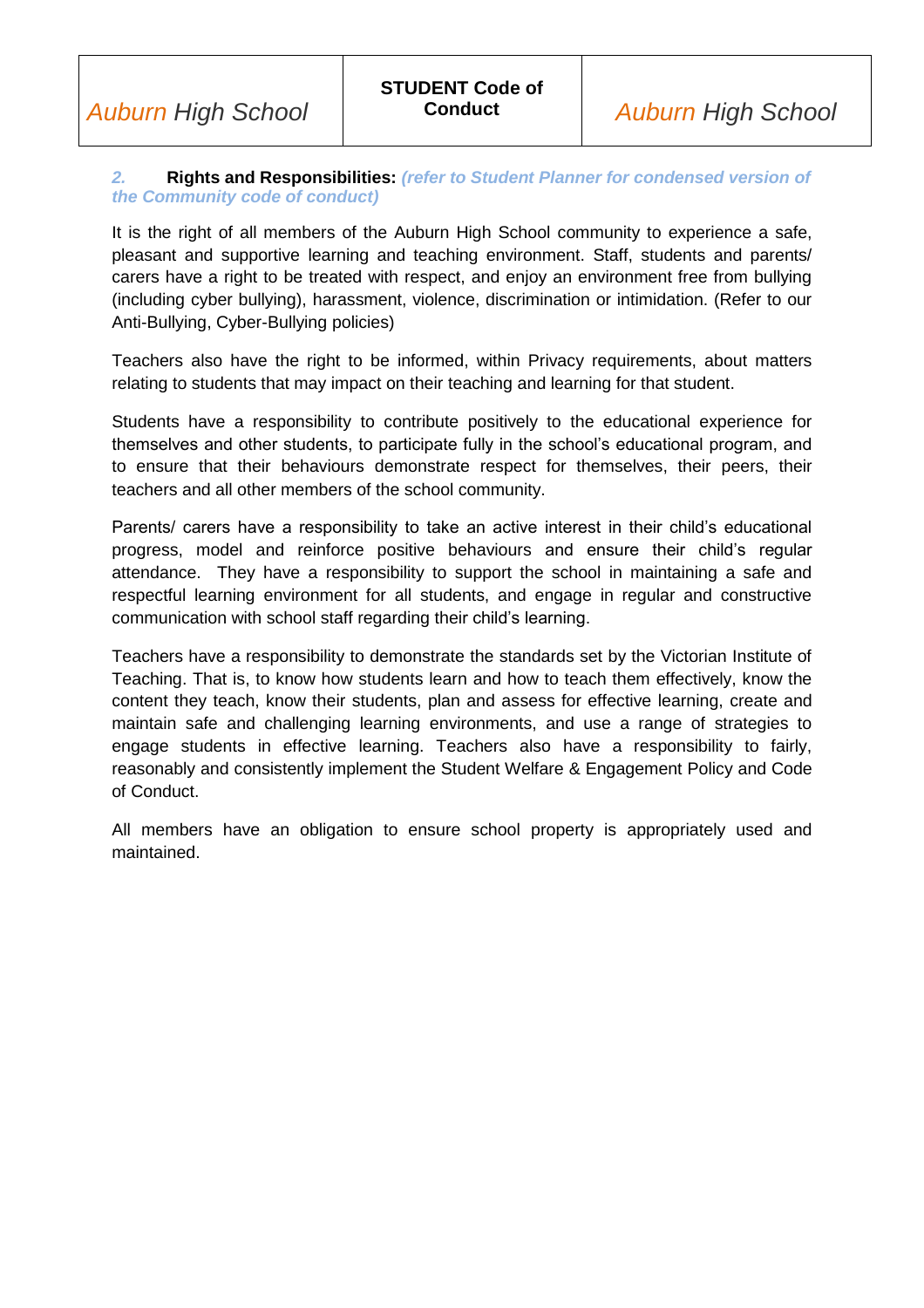## 2. Rights and Responsibilities: *(refer to Student Planner for condensed version of the Community code of conduct)*

It is the right of all members of the Auburn High School community to experience a safe, pleasant and supportive learning and teaching environment. Staff, students and parents/ carers have a right to be treated with respect, and enjoy an environment free from bullying (including cyber bullying), harassment, violence, discrimination or intimidation. (Refer to our Anti-Bullying, Cyber-Bullying policies)

Teachers also have the right to be informed, within Privacy requirements, about matters relating to students that may impact on their teaching and learning for that student.

Students have a responsibility to contribute positively to the educational experience for themselves and other students, to participate fully in the school's educational program, and to ensure that their behaviours demonstrate respect for themselves, their peers, their teachers and all other members of the school community.

Parents/ carers have a responsibility to take an active interest in their child's educational progress, model and reinforce positive behaviours and ensure their child's regular attendance. They have a responsibility to support the school in maintaining a safe and respectful learning environment for all students, and engage in regular and constructive communication with school staff regarding their child's learning.

Teachers have a responsibility to demonstrate the standards set by the Victorian Institute of Teaching. That is, to know how students learn and how to teach them effectively, know the content they teach, know their students, plan and assess for effective learning, create and maintain safe and challenging learning environments, and use a range of strategies to engage students in effective learning. Teachers also have a responsibility to fairly, reasonably and consistently implement the Student Welfare & Engagement Policy and Code of Conduct.

All members have an obligation to ensure school property is appropriately used and maintained.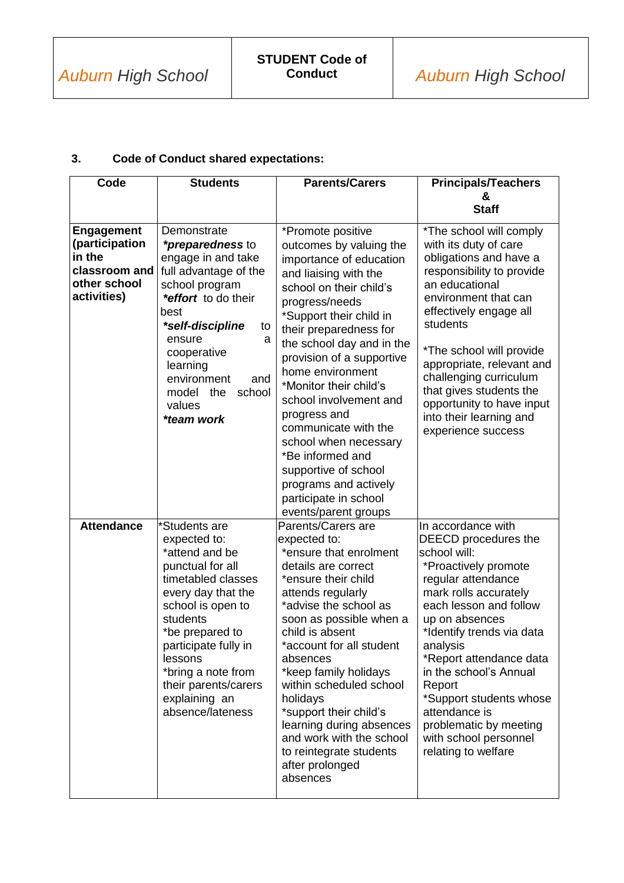## 3. Code of Conduct shared expectations:

| Code | Students | Parents/Carers | Principals/Teachers & Staff |
|---|---|---|---|
| **Engagement (participation in the classroom and other school activities)** | Demonstrate ***preparedness** to engage in and take full advantage of the school program ***effort** to do their best ***self-discipline** to ensure a cooperative learning environment and model the school values ***team work** | *Promote positive outcomes by valuing the importance of education and liaising with the school on their child's progress/needs *Support their child in their preparedness for the school day and in the provision of a supportive home environment *Monitor their child's school involvement and progress and communicate with the school when necessary *Be informed and supportive of school programs and actively participate in school events/parent groups | *The school will comply with its duty of care obligations and have a responsibility to provide an educational environment that can effectively engage all students<br><br>*The school will provide appropriate, relevant and challenging curriculum that gives students the opportunity to have input into their learning and experience success |
| **Attendance** | *Students are expected to: *attend and be punctual for all timetabled classes every day that the school is open to students *be prepared to participate fully in lessons *bring a note from their parents/carers explaining an absence/lateness | Parents/Carers are expected to: *ensure that enrolment details are correct *ensure their child attends regularly *advise the school as soon as possible when a child is absent *account for all student absences *keep family holidays within scheduled school holidays *support their child's learning during absences and work with the school to reintegrate students after prolonged absences | In accordance with DEECD procedures the school will: *Proactively promote regular attendance mark rolls accurately each lesson and follow up on absences *Identify trends via data analysis *Report attendance data in the school's Annual Report *Support students whose attendance is problematic by meeting with school personnel relating to welfare |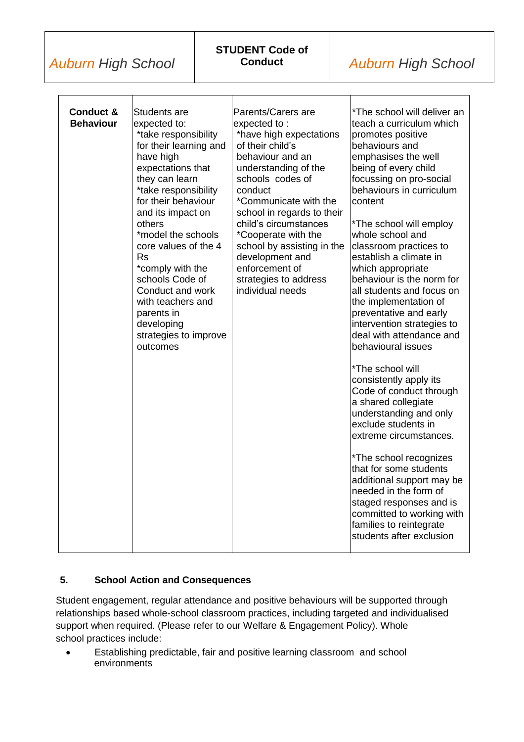| Conduct & Behaviour | Students are expected to:<br>*take responsibility for their learning and have high expectations that they can learn<br>*take responsibility for their behaviour and its impact on others<br>*model the schools core values of the 4 Rs<br>*comply with the schools Code of Conduct and work with teachers and parents in developing strategies to improve outcomes | Parents/Carers are expected to :<br>*have high expectations of their child's behaviour and an understanding of the schools codes of conduct<br>*Communicate with the school in regards to their child's circumstances<br>*Cooperate with the school by assisting in the development and enforcement of strategies to address individual needs | *The school will deliver an teach a curriculum which promotes positive behaviours and emphasises the well being of every child focussing on pro-social behaviours in curriculum content<br><br>*The school will employ whole school and classroom practices to establish a climate in which appropriate behaviour is the norm for all students and focus on the implementation of preventative and early intervention strategies to deal with attendance and behavioural issues<br><br>*The school will consistently apply its Code of conduct through a shared collegiate understanding and only exclude students in extreme circumstances.<br><br>*The school recognizes that for some students additional support may be needed in the form of staged responses and is committed to working with families to reintegrate students after exclusion |
|---|---|---|---|

## 5. School Action and Consequences

Student engagement, regular attendance and positive behaviours will be supported through relationships based whole-school classroom practices, including targeted and individualised support when required. (Please refer to our Welfare & Engagement Policy). Whole school practices include:

- Establishing predictable, fair and positive learning classroom and school environments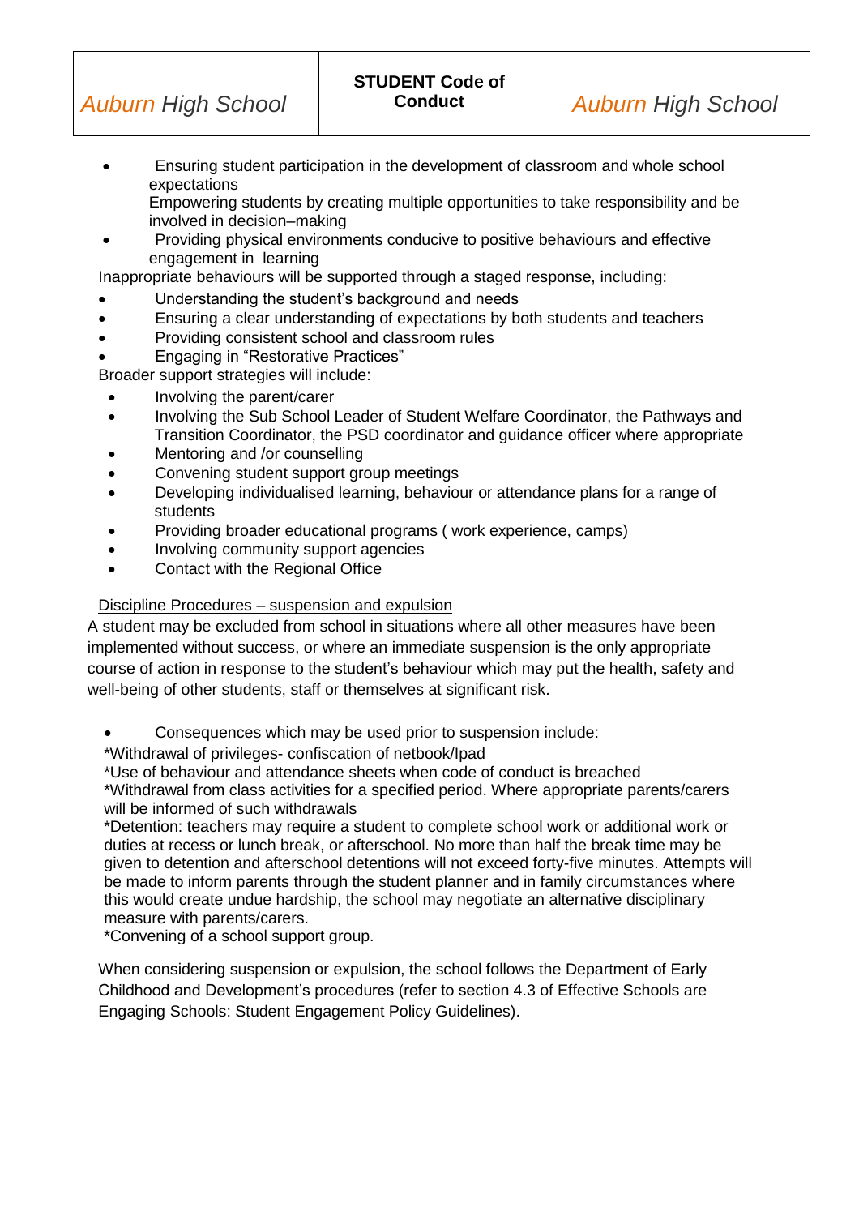- Ensuring student participation in the development of classroom and whole school expectations
  Empowering students by creating multiple opportunities to take responsibility and be involved in decision–making
- Providing physical environments conducive to positive behaviours and effective engagement in learning

Inappropriate behaviours will be supported through a staged response, including:

- Understanding the student's background and needs
- Ensuring a clear understanding of expectations by both students and teachers
- Providing consistent school and classroom rules
- Engaging in "Restorative Practices"

Broader support strategies will include:

- Involving the parent/carer
- Involving the Sub School Leader of Student Welfare Coordinator, the Pathways and Transition Coordinator, the PSD coordinator and guidance officer where appropriate
- Mentoring and /or counselling
- Convening student support group meetings
- Developing individualised learning, behaviour or attendance plans for a range of students
- Providing broader educational programs ( work experience, camps)
- Involving community support agencies
- Contact with the Regional Office

<u>Discipline Procedures – suspension and expulsion</u>

A student may be excluded from school in situations where all other measures have been implemented without success, or where an immediate suspension is the only appropriate course of action in response to the student's behaviour which may put the health, safety and well-being of other students, staff or themselves at significant risk.

- Consequences which may be used prior to suspension include:

*Withdrawal of privileges- confiscation of netbook/Ipad

*Use of behaviour and attendance sheets when code of conduct is breached

*Withdrawal from class activities for a specified period. Where appropriate parents/carers will be informed of such withdrawals

*Detention: teachers may require a student to complete school work or additional work or duties at recess or lunch break, or afterschool. No more than half the break time may be given to detention and afterschool detentions will not exceed forty-five minutes. Attempts will be made to inform parents through the student planner and in family circumstances where this would create undue hardship, the school may negotiate an alternative disciplinary measure with parents/carers.

*Convening of a school support group.

When considering suspension or expulsion, the school follows the Department of Early Childhood and Development's procedures (refer to section 4.3 of Effective Schools are Engaging Schools: Student Engagement Policy Guidelines).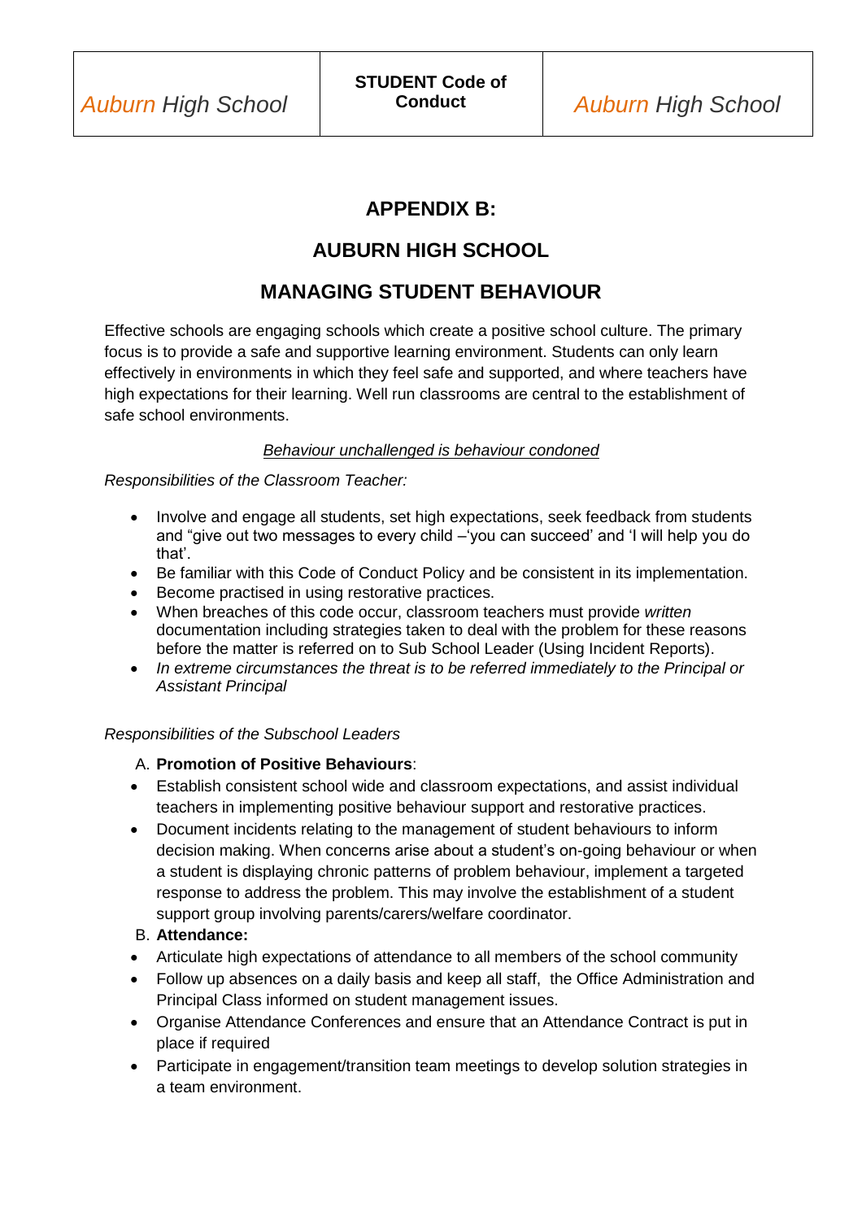# APPENDIX B:

# AUBURN HIGH SCHOOL

# MANAGING STUDENT BEHAVIOUR

Effective schools are engaging schools which create a positive school culture. The primary focus is to provide a safe and supportive learning environment. Students can only learn effectively in environments in which they feel safe and supported, and where teachers have high expectations for their learning. Well run classrooms are central to the establishment of safe school environments.

*Behaviour unchallenged is behaviour condoned*

*Responsibilities of the Classroom Teacher:*

- Involve and engage all students, set high expectations, seek feedback from students and "give out two messages to every child –'you can succeed' and 'I will help you do that'.
- Be familiar with this Code of Conduct Policy and be consistent in its implementation.
- Become practised in using restorative practices.
- When breaches of this code occur, classroom teachers must provide *written* documentation including strategies taken to deal with the problem for these reasons before the matter is referred on to Sub School Leader (Using Incident Reports).
- *In extreme circumstances the threat is to be referred immediately to the Principal or Assistant Principal*

*Responsibilities of the Subschool Leaders*

A. **Promotion of Positive Behaviours**:

- Establish consistent school wide and classroom expectations, and assist individual teachers in implementing positive behaviour support and restorative practices.
- Document incidents relating to the management of student behaviours to inform decision making. When concerns arise about a student's on-going behaviour or when a student is displaying chronic patterns of problem behaviour, implement a targeted response to address the problem. This may involve the establishment of a student support group involving parents/carers/welfare coordinator.

B. **Attendance:**

- Articulate high expectations of attendance to all members of the school community
- Follow up absences on a daily basis and keep all staff, the Office Administration and Principal Class informed on student management issues.
- Organise Attendance Conferences and ensure that an Attendance Contract is put in place if required
- Participate in engagement/transition team meetings to develop solution strategies in a team environment.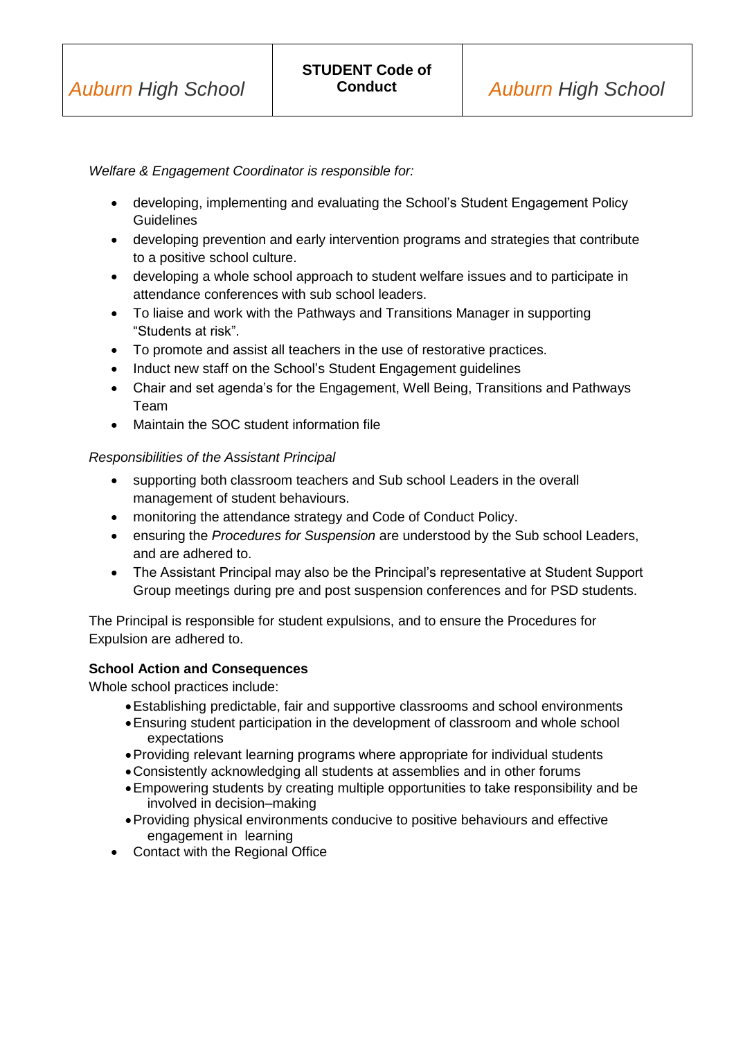*Welfare & Engagement Coordinator is responsible for:*

- developing, implementing and evaluating the School's Student Engagement Policy Guidelines
- developing prevention and early intervention programs and strategies that contribute to a positive school culture.
- developing a whole school approach to student welfare issues and to participate in attendance conferences with sub school leaders.
- To liaise and work with the Pathways and Transitions Manager in supporting "Students at risk".
- To promote and assist all teachers in the use of restorative practices.
- Induct new staff on the School's Student Engagement guidelines
- Chair and set agenda's for the Engagement, Well Being, Transitions and Pathways Team
- Maintain the SOC student information file

*Responsibilities of the Assistant Principal*

- supporting both classroom teachers and Sub school Leaders in the overall management of student behaviours.
- monitoring the attendance strategy and Code of Conduct Policy.
- ensuring the *Procedures for Suspension* are understood by the Sub school Leaders, and are adhered to.
- The Assistant Principal may also be the Principal's representative at Student Support Group meetings during pre and post suspension conferences and for PSD students.

The Principal is responsible for student expulsions, and to ensure the Procedures for Expulsion are adhered to.

**School Action and Consequences**

Whole school practices include:

- Establishing predictable, fair and supportive classrooms and school environments
- Ensuring student participation in the development of classroom and whole school expectations
- Providing relevant learning programs where appropriate for individual students
- Consistently acknowledging all students at assemblies and in other forums
- Empowering students by creating multiple opportunities to take responsibility and be involved in decision–making
- Providing physical environments conducive to positive behaviours and effective engagement in learning
- Contact with the Regional Office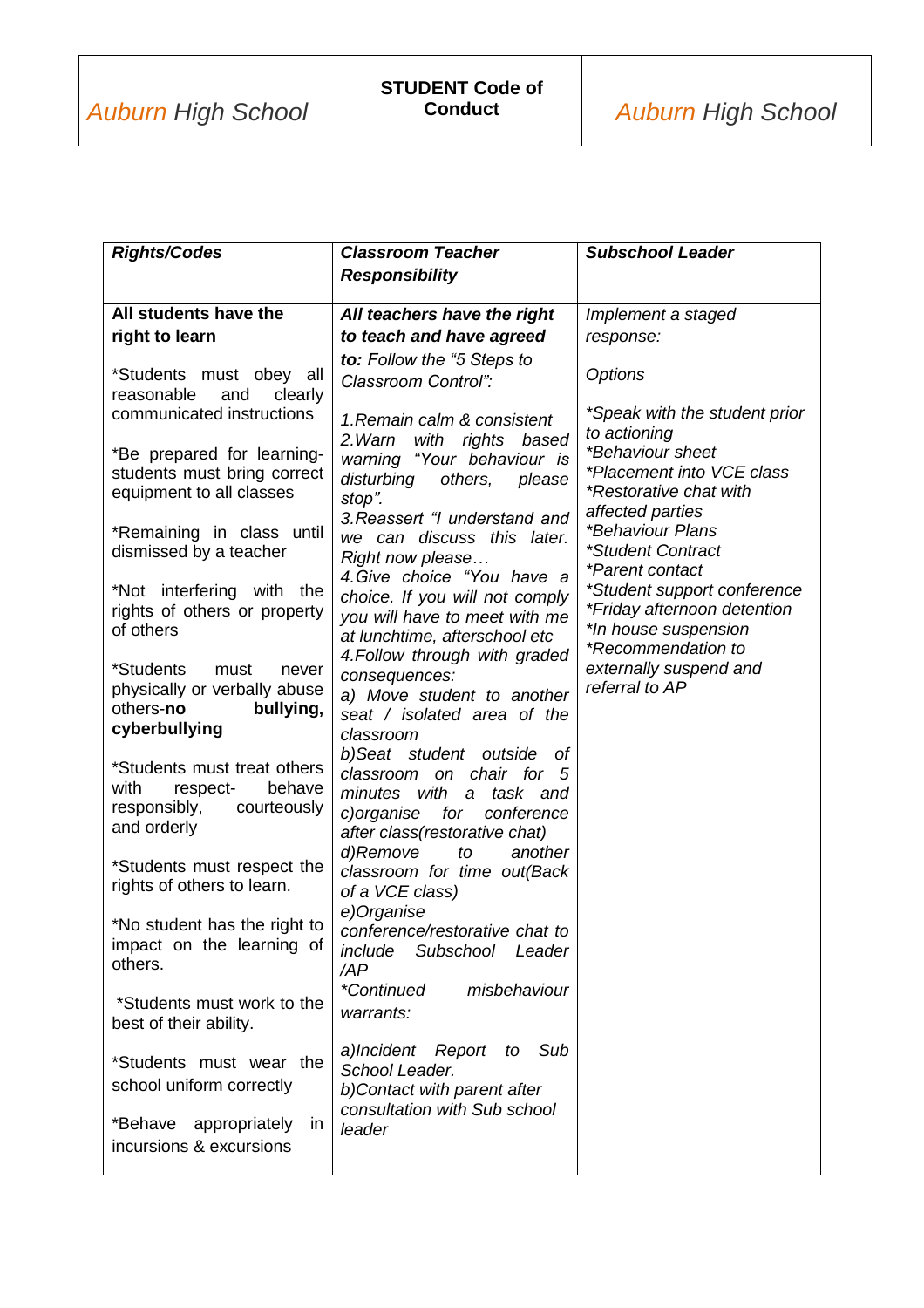| *Auburn* High School | **STUDENT Code of Conduct** | *Auburn* High School |
|---|---|---|

| ***Rights/Codes*** | ***Classroom Teacher Responsibility*** | ***Subschool Leader*** |
|---|---|---|
| **All students have the right to learn**<br><br>*Students must obey all reasonable and clearly communicated instructions<br><br>*Be prepared for learning- students must bring correct equipment to all classes<br><br>*Remaining in class until dismissed by a teacher<br><br>*Not interfering with the rights of others or property of others<br><br>*Students must never physically or verbally abuse others-**no bullying, cyberbullying**<br><br>*Students must treat others with respect- behave responsibly, courteously and orderly<br><br>*Students must respect the rights of others to learn.<br><br>*No student has the right to impact on the learning of others.<br><br>*Students must work to the best of their ability.<br><br>*Students must wear the school uniform correctly<br><br>*Behave appropriately in incursions & excursions | ***All teachers have the right to teach and have agreed to:*** *Follow the "5 Steps to Classroom Control":*<br><br>*1.Remain calm & consistent*<br>*2.Warn with rights based warning "Your behaviour is disturbing others, please stop".*<br>*3.Reassert "I understand and we can discuss this later. Right now please…*<br>*4.Give choice "You have a choice. If you will not comply you will have to meet with me at lunchtime, afterschool etc*<br>*4.Follow through with graded consequences:*<br>*a) Move student to another seat / isolated area of the classroom*<br>*b)Seat student outside of classroom on chair for 5 minutes with a task and*<br>*c)organise for conference after class(restorative chat)*<br>*d)Remove to another classroom for time out(Back of a VCE class)*<br>*e)Organise conference/restorative chat to include Subschool Leader /AP*<br>**Continued misbehaviour warrants:*<br><br>*a)Incident Report to Sub School Leader.*<br>*b)Contact with parent after consultation with Sub school leader* | *Implement a staged response:*<br><br>*Options*<br><br>**Speak with the student prior to actioning*<br>**Behaviour sheet*<br>**Placement into VCE class*<br>**Restorative chat with affected parties*<br>**Behaviour Plans*<br>**Student Contract*<br>**Parent contact*<br>**Student support conference*<br>**Friday afternoon detention*<br>**In house suspension*<br>**Recommendation to externally suspend and referral to AP* |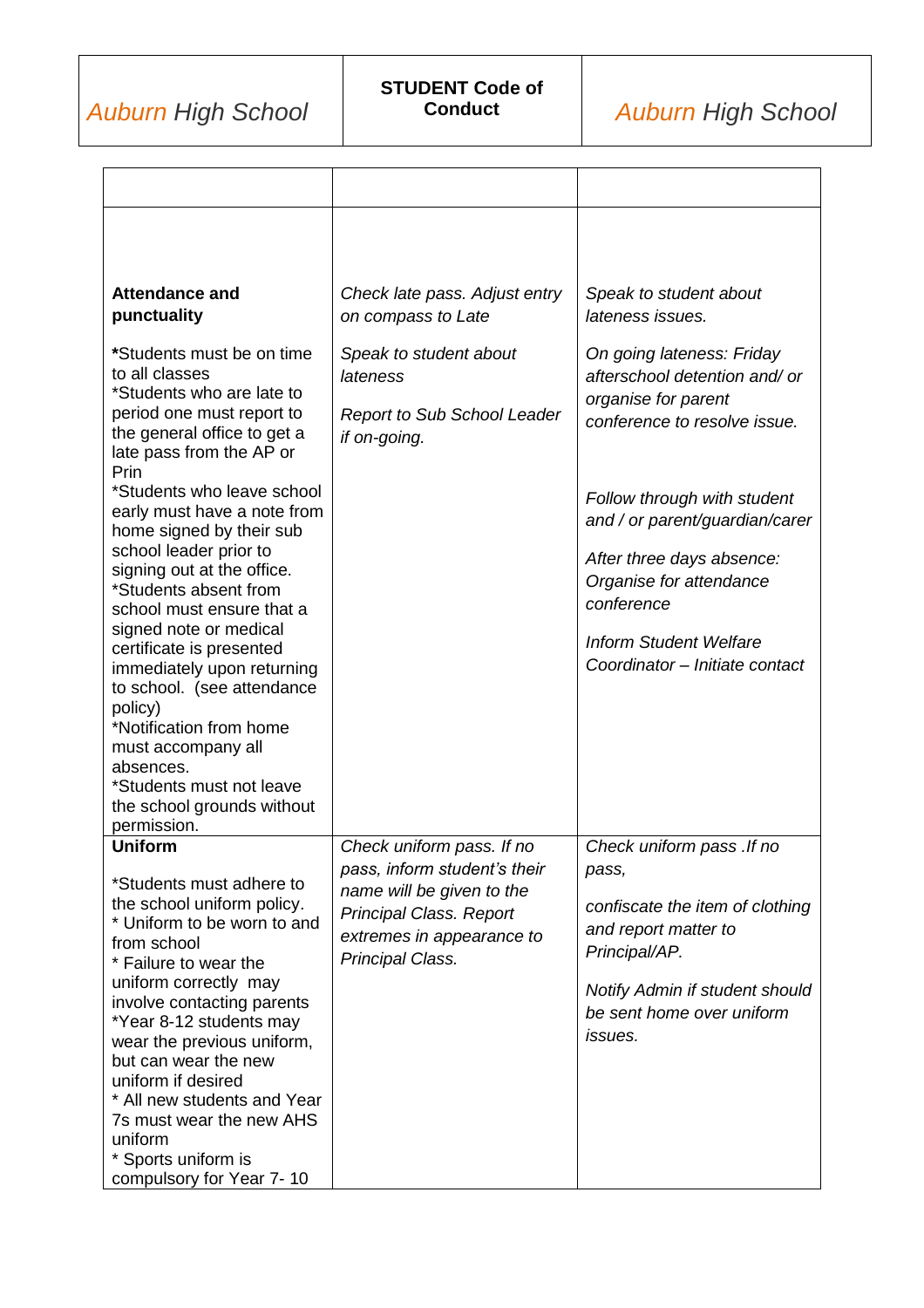| Auburn High School | STUDENT Code of Conduct | Auburn High School |
|---|---|---|

| | | |
|---|---|---|
| **Attendance and punctuality**<br><br>*Students must be on time to all classes<br>*Students who are late to period one must report to the general office to get a late pass from the AP or Prin<br>*Students who leave school early must have a note from home signed by their sub school leader prior to signing out at the office.<br>*Students absent from school must ensure that a signed note or medical certificate is presented immediately upon returning to school. (see attendance policy)<br>*Notification from home must accompany all absences.<br>*Students must not leave the school grounds without permission. | *Check late pass. Adjust entry on compass to Late*<br><br>*Speak to student about lateness*<br><br>*Report to Sub School Leader if on-going.* | *Speak to student about lateness issues.*<br><br>*On going lateness: Friday afterschool detention and/ or organise for parent conference to resolve issue.*<br><br>*Follow through with student and / or parent/guardian/carer*<br><br>*After three days absence: Organise for attendance conference*<br><br>*Inform Student Welfare Coordinator – Initiate contact* |
| **Uniform**<br><br>*Students must adhere to the school uniform policy.<br>* Uniform to be worn to and from school<br>* Failure to wear the uniform correctly may involve contacting parents<br>*Year 8-12 students may wear the previous uniform, but can wear the new uniform if desired<br>* All new students and Year 7s must wear the new AHS uniform<br>* Sports uniform is compulsory for Year 7- 10 | *Check uniform pass. If no pass, inform student's their name will be given to the Principal Class. Report extremes in appearance to Principal Class.* | *Check uniform pass .If no pass,*<br><br>*confiscate the item of clothing and report matter to Principal/AP.*<br><br>*Notify Admin if student should be sent home over uniform issues.* |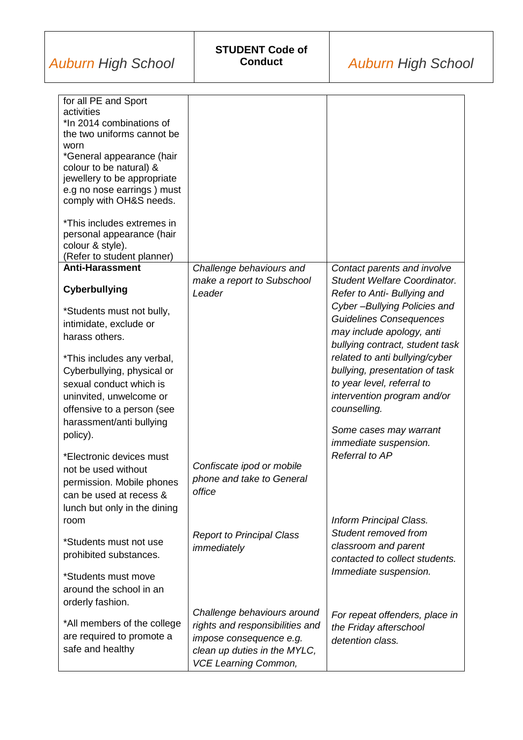| for all PE and Sport activities<br>*In 2014 combinations of the two uniforms cannot be worn<br>*General appearance (hair colour to be natural) & jewellery to be appropriate e.g no nose earrings ) must comply with OH&S needs.<br><br>*This includes extremes in personal appearance (hair colour & style).<br>(Refer to student planner) | | |
|---|---|---|
| **Anti-Harassment**<br><br>**Cyberbullying**<br><br>*Students must not bully, intimidate, exclude or harass others.<br><br>*This includes any verbal, Cyberbullying, physical or sexual conduct which is uninvited, unwelcome or offensive to a person (see harassment/anti bullying policy). | *Challenge behaviours and make a report to Subschool Leader* | *Contact parents and involve Student Welfare Coordinator. Refer to Anti- Bullying and Cyber –Bullying Policies and Guidelines Consequences may include apology, anti bullying contract, student task related to anti bullying/cyber bullying, presentation of task to year level, referral to intervention program and/or counselling.*<br><br>*Some cases may warrant immediate suspension. Referral to AP* |
| *Electronic devices must not be used without permission. Mobile phones can be used at recess & lunch but only in the dining room | *Confiscate ipod or mobile phone and take to General office* | |
| *Students must not use prohibited substances. | *Report to Principal Class immediately* | *Inform Principal Class. Student removed from classroom and parent contacted to collect students. Immediate suspension.* |
| *Students must move around the school in an orderly fashion.<br><br>*All members of the college are required to promote a safe and healthy | *Challenge behaviours around rights and responsibilities and impose consequence e.g. clean up duties in the MYLC, VCE Learning Common,* | *For repeat offenders, place in the Friday afterschool detention class.* |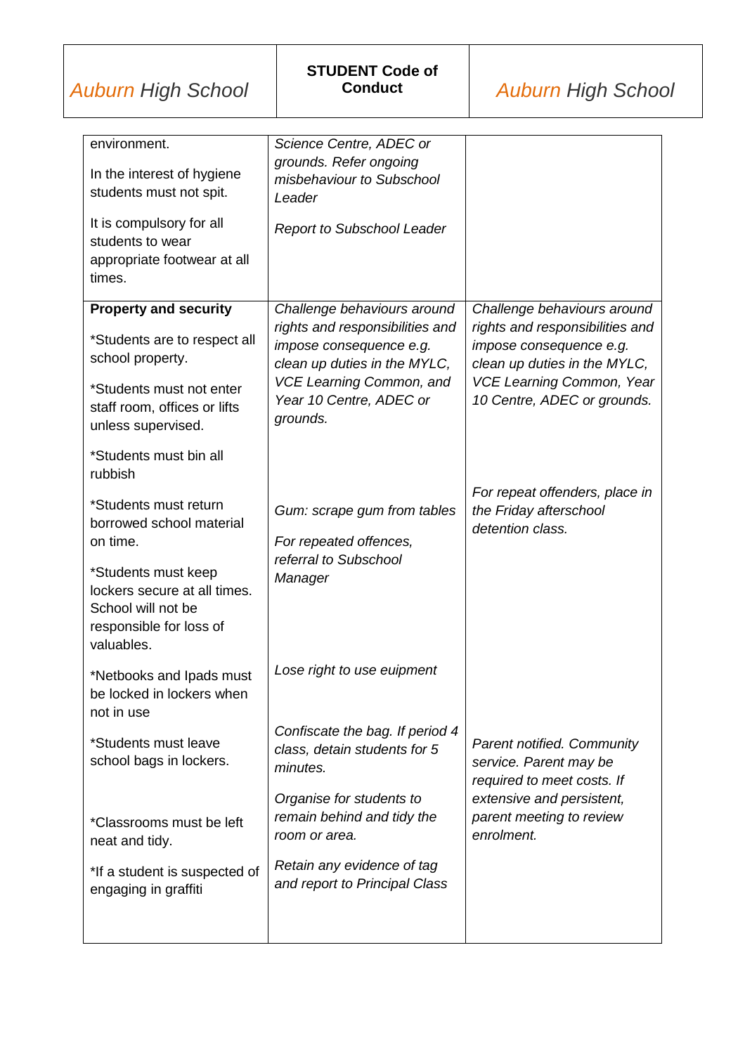| | | |
|---|---|---|
| environment.<br><br>In the interest of hygiene students must not spit.<br><br>It is compulsory for all students to wear appropriate footwear at all times. | *Science Centre, ADEC or grounds. Refer ongoing misbehaviour to Subschool Leader*<br><br>*Report to Subschool Leader* | |
| **Property and security**<br><br>*Students are to respect all school property.<br><br>*Students must not enter staff room, offices or lifts unless supervised.<br><br>*Students must bin all rubbish<br><br>*Students must return borrowed school material on time.<br><br>*Students must keep lockers secure at all times. School will not be responsible for loss of valuables.<br><br>*Netbooks and Ipads must be locked in lockers when not in use<br><br>*Students must leave school bags in lockers.<br><br>*Classrooms must be left neat and tidy.<br><br>*If a student is suspected of engaging in graffiti | *Challenge behaviours around rights and responsibilities and impose consequence e.g. clean up duties in the MYLC, VCE Learning Common, and Year 10 Centre, ADEC or grounds.*<br><br>*Gum: scrape gum from tables*<br><br>*For repeated offences, referral to Subschool Manager*<br><br>*Lose right to use euipment*<br><br>*Confiscate the bag. If period 4 class, detain students for 5 minutes.*<br><br>*Organise for students to remain behind and tidy the room or area.*<br><br>*Retain any evidence of tag and report to Principal Class* | *Challenge behaviours around rights and responsibilities and impose consequence e.g. clean up duties in the MYLC, VCE Learning Common, Year 10 Centre, ADEC or grounds.*<br><br>*For repeat offenders, place in the Friday afterschool detention class.*<br><br>*Parent notified. Community service. Parent may be required to meet costs. If extensive and persistent, parent meeting to review enrolment.* |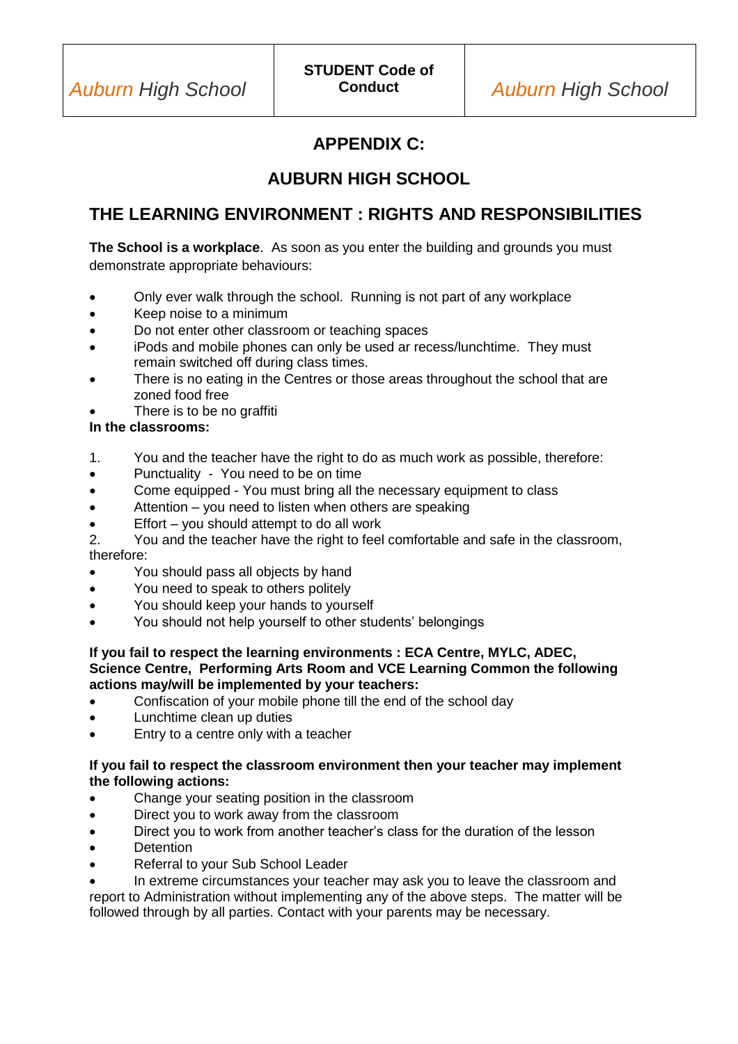# APPENDIX C:

## AUBURN HIGH SCHOOL

## THE LEARNING ENVIRONMENT : RIGHTS AND RESPONSIBILITIES

**The School is a workplace**. As soon as you enter the building and grounds you must demonstrate appropriate behaviours:

- Only ever walk through the school. Running is not part of any workplace
- Keep noise to a minimum
- Do not enter other classroom or teaching spaces
- iPods and mobile phones can only be used ar recess/lunchtime. They must remain switched off during class times.
- There is no eating in the Centres or those areas throughout the school that are zoned food free
- There is to be no graffiti

**In the classrooms:**

1. You and the teacher have the right to do as much work as possible, therefore:

- Punctuality - You need to be on time
- Come equipped - You must bring all the necessary equipment to class
- Attention – you need to listen when others are speaking
- Effort – you should attempt to do all work

2. You and the teacher have the right to feel comfortable and safe in the classroom, therefore:

- You should pass all objects by hand
- You need to speak to others politely
- You should keep your hands to yourself
- You should not help yourself to other students' belongings

**If you fail to respect the learning environments : ECA Centre, MYLC, ADEC, Science Centre, Performing Arts Room and VCE Learning Common the following actions may/will be implemented by your teachers:**

- Confiscation of your mobile phone till the end of the school day
- Lunchtime clean up duties
- Entry to a centre only with a teacher

**If you fail to respect the classroom environment then your teacher may implement the following actions:**

- Change your seating position in the classroom
- Direct you to work away from the classroom
- Direct you to work from another teacher's class for the duration of the lesson
- Detention
- Referral to your Sub School Leader
- In extreme circumstances your teacher may ask you to leave the classroom and report to Administration without implementing any of the above steps. The matter will be followed through by all parties. Contact with your parents may be necessary.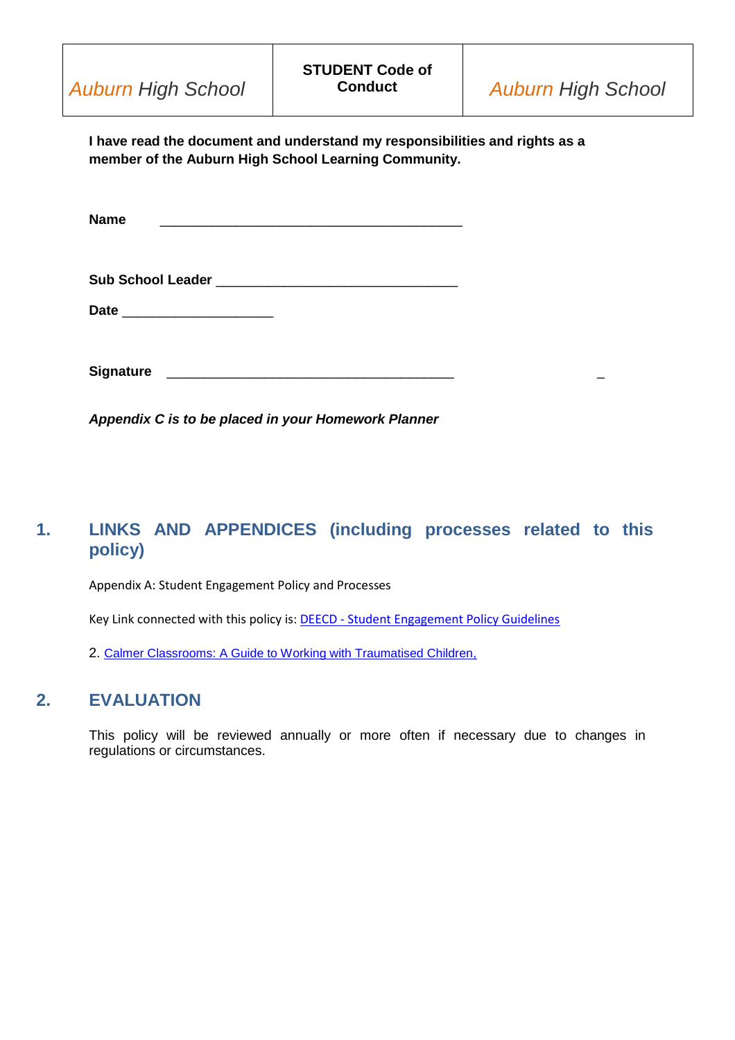| Auburn High School | STUDENT Code of Conduct | Auburn High School |
| --- | --- | --- |

**I have read the document and understand my responsibilities and rights as a member of the Auburn High School Learning Community.**

**Name** ________________________________________

**Sub School Leader** ________________________________

**Date** ____________________

**Signature** ______________________________________ _

***Appendix C is to be placed in your Homework Planner***

## 1. LINKS AND APPENDICES (including processes related to this policy)

Appendix A: Student Engagement Policy and Processes

Key Link connected with this policy is: DEECD - Student Engagement Policy Guidelines

2. Calmer Classrooms: A Guide to Working with Traumatised Children,

## 2. EVALUATION

This policy will be reviewed annually or more often if necessary due to changes in regulations or circumstances.